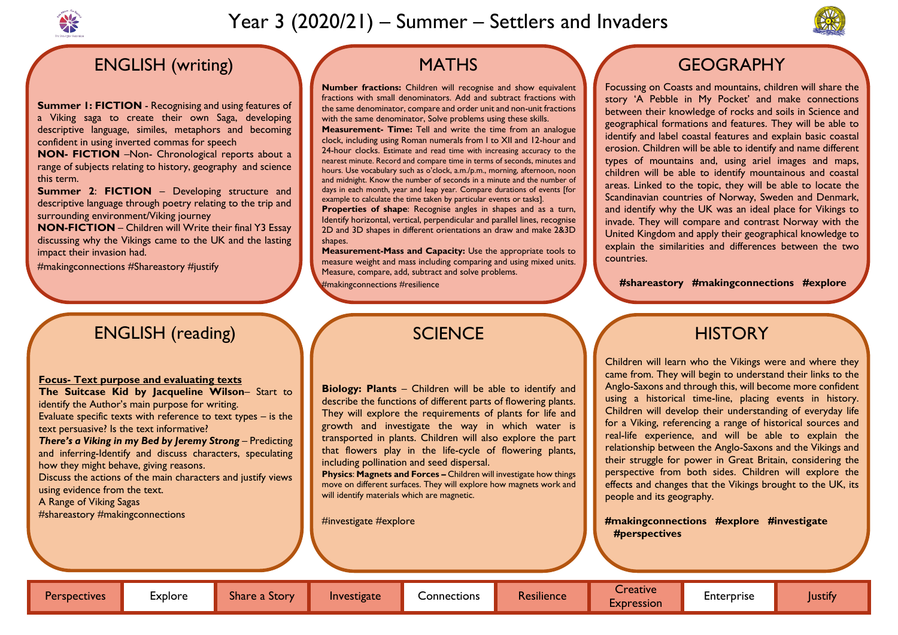# Year 3 (2020/21) – Summer – Settlers and Invaders

## ENGLISH (writing)

**Summer 1: FICTION** - Recognising and using features of a Viking saga to create their own Saga, developing descriptive language, similes, metaphors and becoming confident in using inverted commas for speech

**NON- FICTION** –Non- Chronological reports about a range of subjects relating to history, geography and science this term.

**Summer 2**: **FICTION** – Developing structure and descriptive language through poetry relating to the trip and surrounding environment/Viking journey

**NON-FICTION** – Children will Write their final Y3 Essay discussing why the Vikings came to the UK and the lasting impact their invasion had.

#makingconnections #Shareastory #justify

## MATHS

**Number fractions:** Children will recognise and show equivalent fractions with small denominators. Add and subtract fractions with the same denominator, compare and order unit and non-unit fractions with the same denominator, Solve problems using these skills.

**Measurement- Time:** Tell and write the time from an analogue clock, including using Roman numerals from I to XII and 12-hour and 24-hour clocks. Estimate and read time with increasing accuracy to the nearest minute. Record and compare time in terms of seconds, minutes and hours. Use vocabulary such as o'clock, a.m./p.m., morning, afternoon, noon and midnight. Know the number of seconds in a minute and the number of days in each month, year and leap year. Compare durations of events [for example to calculate the time taken by particular events or tasks].

**Properties of shape**: Recognise angles in shapes and as a turn, Identify horizontal, vertical, perpendicular and parallel lines, recognise 2D and 3D shapes in different orientations an draw and make 2&3D shapes.

**Measurement-Mass and Capacity:** Use the appropriate tools to measure weight and mass including comparing and using mixed units. Measure, compare, add, subtract and solve problems.

#makingconnections #resilience

## GEOGRAPHY

Focussing on Coasts and mountains, children will share the story 'A Pebble in My Pocket' and make connections between their knowledge of rocks and soils in Science and geographical formations and features. They will be able to identify and label coastal features and explain basic coastal erosion. Children will be able to identify and name different types of mountains and, using ariel images and maps, children will be able to identify mountainous and coastal areas. Linked to the topic, they will be able to locate the Scandinavian countries of Norway, Sweden and Denmark, and identify why the UK was an ideal place for Vikings to invade. They will compare and contrast Norway with the United Kingdom and apply their geographical knowledge to explain the similarities and differences between the two countries.

**#shareastory #makingconnections #explore**

## ENGLISH (reading)

**Focus- Text purpose and evaluating texts**

**The Suitcase Kid by Jacqueline Wilson**– Start to identify the Author's main purpose for writing.

Evaluate specific texts with reference to text types – is the text persuasive? Is the text informative?

***There's a Viking in my Bed by Jeremy Strong*** – Predicting and inferring-Identify and discuss characters, speculating how they might behave, giving reasons.

Discuss the actions of the main characters and justify views using evidence from the text.

A Range of Viking Sagas

#shareastory #makingconnections

## SCIENCE

**Biology: Plants** – Children will be able to identify and describe the functions of different parts of flowering plants. They will explore the requirements of plants for life and growth and investigate the way in which water is transported in plants. Children will also explore the part that flowers play in the life-cycle of flowering plants, including pollination and seed dispersal.

**Physics**: **Magnets and Forces –** Children will investigate how things move on different surfaces. They will explore how magnets work and will identify materials which are magnetic.

#investigate #explore

## HISTORY

Children will learn who the Vikings were and where they came from. They will begin to understand their links to the Anglo-Saxons and through this, will become more confident using a historical time-line, placing events in history. Children will develop their understanding of everyday life for a Viking, referencing a range of historical sources and real-life experience, and will be able to explain the relationship between the Anglo-Saxons and the Vikings and their struggle for power in Great Britain, considering the perspective from both sides. Children will explore the effects and changes that the Vikings brought to the UK, its people and its geography.

**#makingconnections #explore #investigate #perspectives**

| Perspectives | Explore | Share a Story | Investigate | Connections | Resilience | Creative Expression | Enterprise | Justify |
|---|---|---|---|---|---|---|---|---|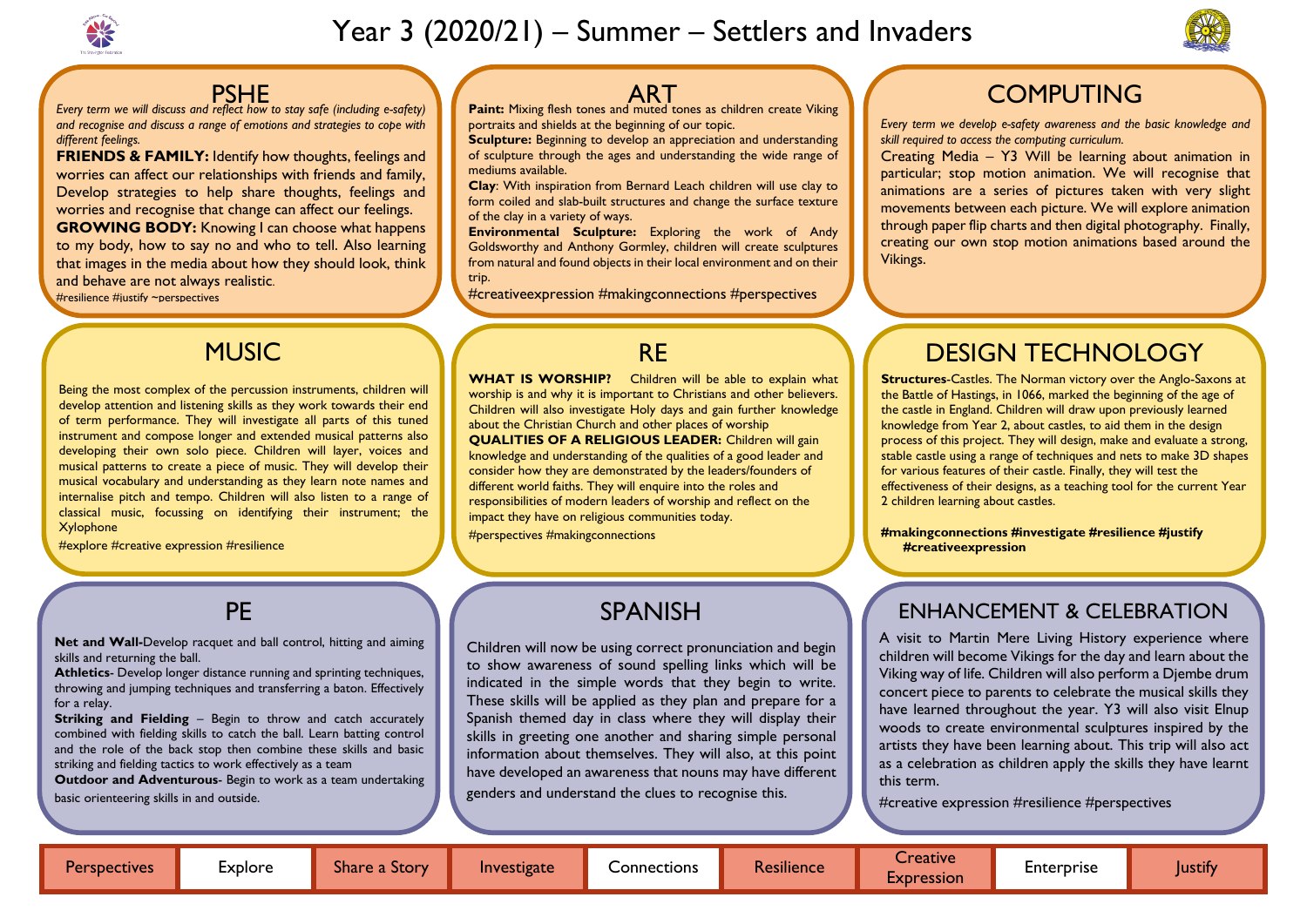# Year 3 (2020/21) – Summer – Settlers and Invaders

## PSHE

*Every term we will discuss and reflect how to stay safe (including e-safety) and recognise and discuss a range of emotions and strategies to cope with different feelings.*

**FRIENDS & FAMILY:** Identify how thoughts, feelings and worries can affect our relationships with friends and family, Develop strategies to help share thoughts, feelings and worries and recognise that change can affect our feelings.

**GROWING BODY:** Knowing I can choose what happens to my body, how to say no and who to tell. Also learning that images in the media about how they should look, think and behave are not always realistic.

#resilience #justify ~perspectives

## ART

**Paint:** Mixing flesh tones and muted tones as children create Viking portraits and shields at the beginning of our topic.

**Sculpture:** Beginning to develop an appreciation and understanding of sculpture through the ages and understanding the wide range of mediums available.

**Clay**: With inspiration from Bernard Leach children will use clay to form coiled and slab-built structures and change the surface texture of the clay in a variety of ways.

**Environmental Sculpture:** Exploring the work of Andy Goldsworthy and Anthony Gormley, children will create sculptures from natural and found objects in their local environment and on their trip.

#creativeexpression #makingconnections #perspectives

## COMPUTING

*Every term we develop e-safety awareness and the basic knowledge and skill required to access the computing curriculum.*

Creating Media – Y3 Will be learning about animation in particular; stop motion animation. We will recognise that animations are a series of pictures taken with very slight movements between each picture. We will explore animation through paper flip charts and then digital photography. Finally, creating our own stop motion animations based around the Vikings.

## MUSIC

Being the most complex of the percussion instruments, children will develop attention and listening skills as they work towards their end of term performance. They will investigate all parts of this tuned instrument and compose longer and extended musical patterns also developing their own solo piece. Children will layer, voices and musical patterns to create a piece of music. They will develop their musical vocabulary and understanding as they learn note names and internalise pitch and tempo. Children will also listen to a range of classical music, focussing on identifying their instrument; the Xylophone

#explore #creative expression #resilience

## RE

**WHAT IS WORSHIP?** Children will be able to explain what worship is and why it is important to Christians and other believers. Children will also investigate Holy days and gain further knowledge about the Christian Church and other places of worship

**QUALITIES OF A RELIGIOUS LEADER:** Children will gain knowledge and understanding of the qualities of a good leader and consider how they are demonstrated by the leaders/founders of different world faiths. They will enquire into the roles and responsibilities of modern leaders of worship and reflect on the impact they have on religious communities today.

#perspectives #makingconnections

## DESIGN TECHNOLOGY

**Structures**-Castles. The Norman victory over the Anglo-Saxons at the Battle of Hastings, in 1066, marked the beginning of the age of the castle in England. Children will draw upon previously learned knowledge from Year 2, about castles, to aid them in the design process of this project. They will design, make and evaluate a strong, stable castle using a range of techniques and nets to make 3D shapes for various features of their castle. Finally, they will test the effectiveness of their designs, as a teaching tool for the current Year 2 children learning about castles.

**#makingconnections #investigate #resilience #justify #creativeexpression**

## PE

**Net and Wall-**Develop racquet and ball control, hitting and aiming skills and returning the ball.

**Athletics**- Develop longer distance running and sprinting techniques, throwing and jumping techniques and transferring a baton. Effectively for a relay.

**Striking and Fielding** – Begin to throw and catch accurately combined with fielding skills to catch the ball. Learn batting control and the role of the back stop then combine these skills and basic striking and fielding tactics to work effectively as a team

**Outdoor and Adventurous**- Begin to work as a team undertaking basic orienteering skills in and outside.

## SPANISH

Children will now be using correct pronunciation and begin to show awareness of sound spelling links which will be indicated in the simple words that they begin to write. These skills will be applied as they plan and prepare for a Spanish themed day in class where they will display their skills in greeting one another and sharing simple personal information about themselves. They will also, at this point have developed an awareness that nouns may have different genders and understand the clues to recognise this.

## ENHANCEMENT & CELEBRATION

A visit to Martin Mere Living History experience where children will become Vikings for the day and learn about the Viking way of life. Children will also perform a Djembe drum concert piece to parents to celebrate the musical skills they have learned throughout the year. Y3 will also visit Elnup woods to create environmental sculptures inspired by the artists they have been learning about. This trip will also act as a celebration as children apply the skills they have learnt this term.

#creative expression #resilience #perspectives

| | | | | | | | | |
|---|---|---|---|---|---|---|---|---|
| Perspectives | Explore | Share a Story | Investigate | Connections | Resilience | Creative Expression | Enterprise | Justify |